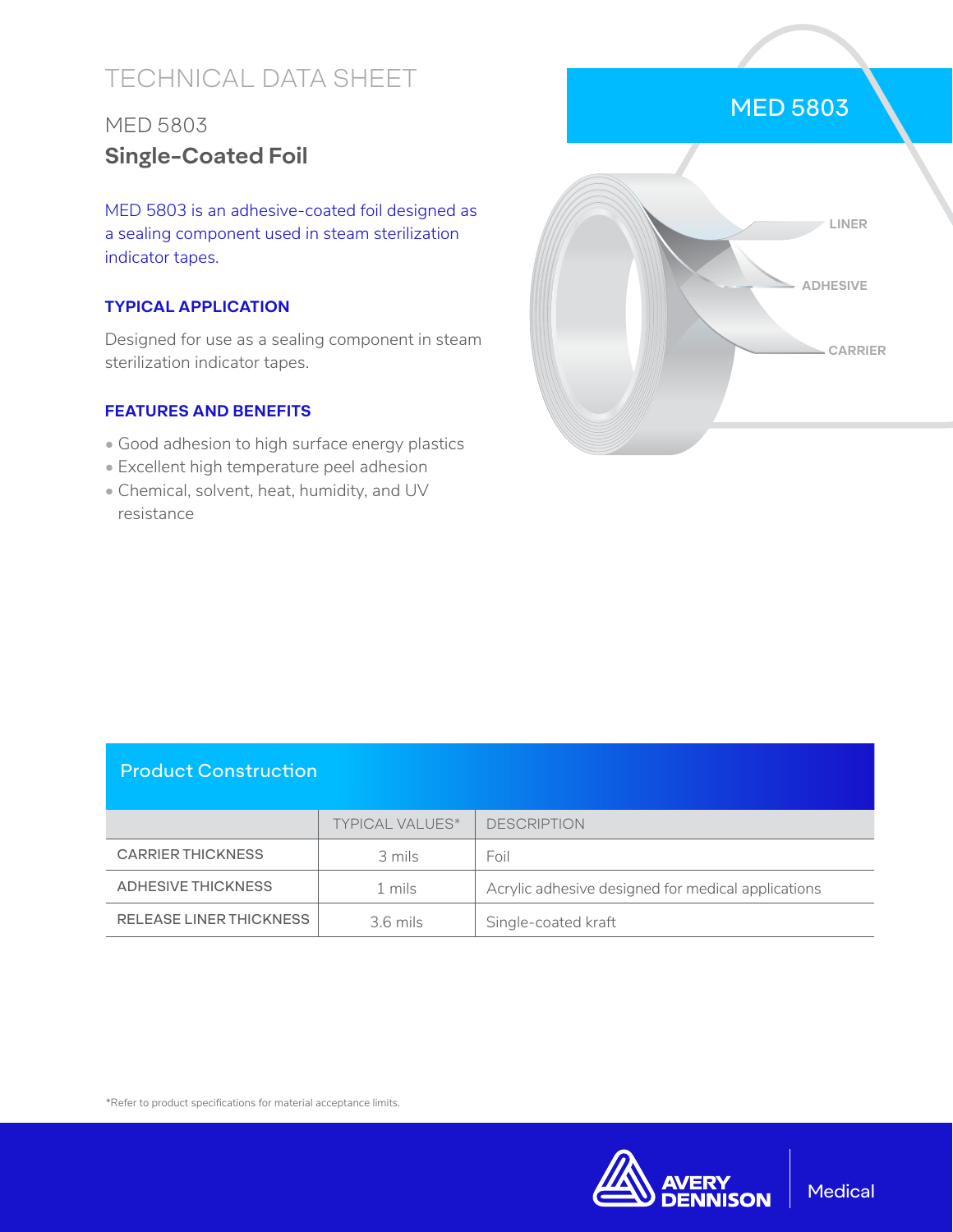# TECHNICAL DATA SHEET

## MED 5803

## **Single-Coated Foil**

MED 5803 is an adhesive-coated foil designed as a sealing component used in steam sterilization indicator tapes.

### TYPICAL APPLICATION

Designed for use as a sealing component in steam sterilization indicator tapes.

### FEATURES AND BENEFITS

- Good adhesion to high surface energy plastics
- Excellent high temperature peel adhesion
- Chemical, solvent, heat, humidity, and UV resistance

MED 5803

LINER

ADHESIVE

CARRIER

## Product Construction

| | TYPICAL VALUES* | DESCRIPTION |
|---|---|---|
| CARRIER THICKNESS | 3 mils | Foil |
| ADHESIVE THICKNESS | 1 mils | Acrylic adhesive designed for medical applications |
| RELEASE LINER THICKNESS | 3.6 mils | Single-coated kraft |

*Refer to product specifications for material acceptance limits.

AVERY DENNISON | Medical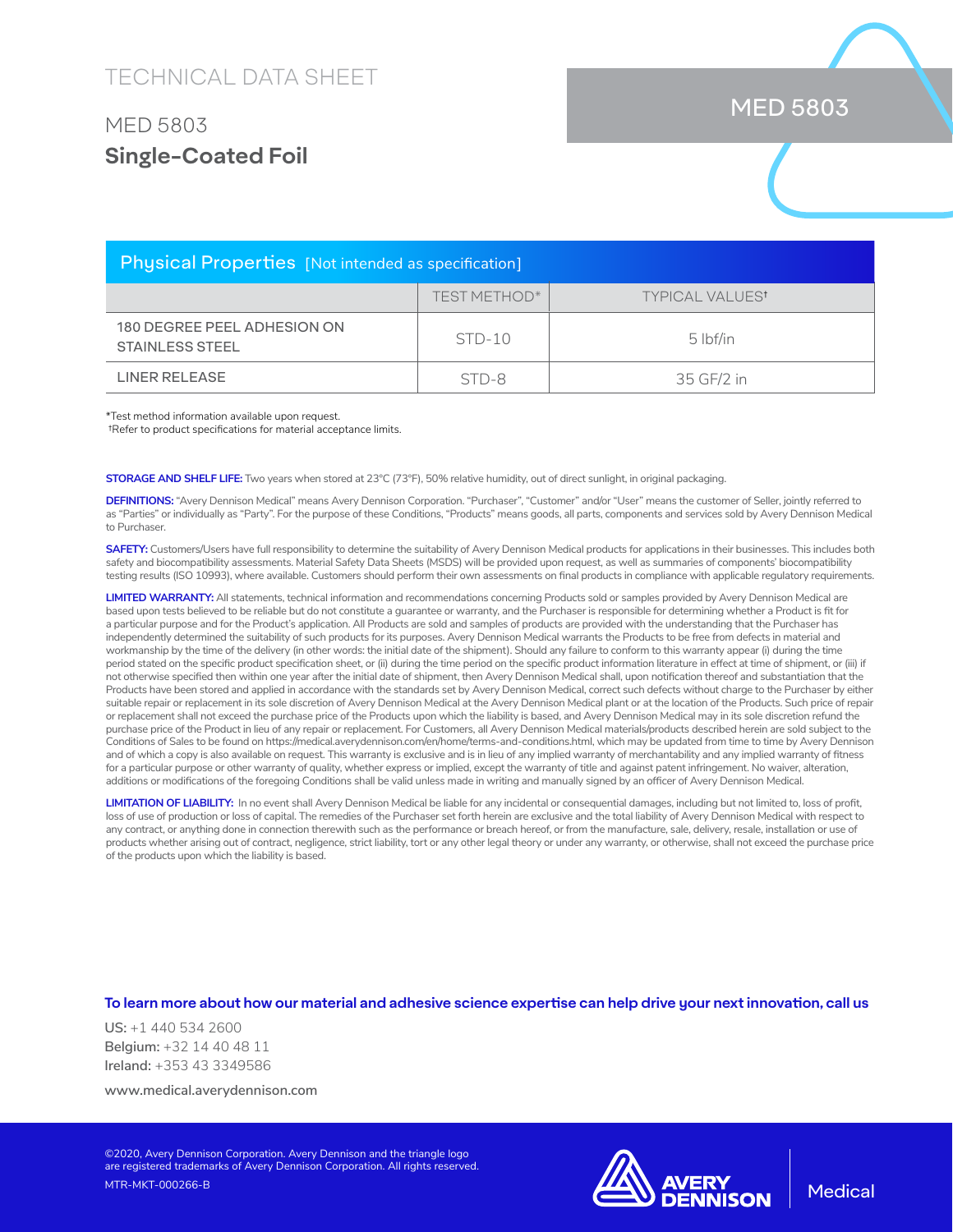# TECHNICAL DATA SHEET

## MED 5803

## Single-Coated Foil

MED 5803

### Physical Properties [Not intended as specification]

| | TEST METHOD* | TYPICAL VALUES† |
|---|---|---|
| 180 DEGREE PEEL ADHESION ON STAINLESS STEEL | STD-10 | 5 lbf/in |
| LINER RELEASE | STD-8 | 35 GF/2 in |

*Test method information available upon request.
†Refer to product specifications for material acceptance limits.

**STORAGE AND SHELF LIFE:** Two years when stored at 23°C (73°F), 50% relative humidity, out of direct sunlight, in original packaging.

**DEFINITIONS:** "Avery Dennison Medical" means Avery Dennison Corporation. "Purchaser", "Customer" and/or "User" means the customer of Seller, jointly referred to as "Parties" or individually as "Party". For the purpose of these Conditions, "Products" means goods, all parts, components and services sold by Avery Dennison Medical to Purchaser.

**SAFETY:** Customers/Users have full responsibility to determine the suitability of Avery Dennison Medical products for applications in their businesses. This includes both safety and biocompatibility assessments. Material Safety Data Sheets (MSDS) will be provided upon request, as well as summaries of components' biocompatibility testing results (ISO 10993), where available. Customers should perform their own assessments on final products in compliance with applicable regulatory requirements.

**LIMITED WARRANTY:** All statements, technical information and recommendations concerning Products sold or samples provided by Avery Dennison Medical are based upon tests believed to be reliable but do not constitute a guarantee or warranty, and the Purchaser is responsible for determining whether a Product is fit for a particular purpose and for the Product's application. All Products are sold and samples of products are provided with the understanding that the Purchaser has independently determined the suitability of such products for its purposes. Avery Dennison Medical warrants the Products to be free from defects in material and workmanship by the time of the delivery (in other words: the initial date of the shipment). Should any failure to conform to this warranty appear (i) during the time period stated on the specific product specification sheet, or (ii) during the time period on the specific product information literature in effect at time of shipment, or (iii) if not otherwise specified then within one year after the initial date of shipment, then Avery Dennison Medical shall, upon notification thereof and substantiation that the Products have been stored and applied in accordance with the standards set by Avery Dennison Medical, correct such defects without charge to the Purchaser by either suitable repair or replacement in its sole discretion of Avery Dennison Medical at the Avery Dennison Medical plant or at the location of the Products. Such price of repair or replacement shall not exceed the purchase price of the Products upon which the liability is based, and Avery Dennison Medical may in its sole discretion refund the purchase price of the Product in lieu of any repair or replacement. For Customers, all Avery Dennison Medical materials/products described herein are sold subject to the Conditions of Sales to be found on https://medical.averydennison.com/en/home/terms-and-conditions.html, which may be updated from time to time by Avery Dennison and of which a copy is also available on request. This warranty is exclusive and is in lieu of any implied warranty of merchantability and any implied warranty of fitness for a particular purpose or other warranty of quality, whether express or implied, except the warranty of title and against patent infringement. No waiver, alteration, additions or modifications of the foregoing Conditions shall be valid unless made in writing and manually signed by an officer of Avery Dennison Medical.

**LIMITATION OF LIABILITY:** In no event shall Avery Dennison Medical be liable for any incidental or consequential damages, including but not limited to, loss of profit, loss of use of production or loss of capital. The remedies of the Purchaser set forth herein are exclusive and the total liability of Avery Dennison Medical with respect to any contract, or anything done in connection therewith such as the performance or breach hereof, or from the manufacture, sale, delivery, resale, installation or use of products whether arising out of contract, negligence, strict liability, tort or any other legal theory or under any warranty, or otherwise, shall not exceed the purchase price of the products upon which the liability is based.

**To learn more about how our material and adhesive science expertise can help drive your next innovation, call us**

**US:** +1 440 534 2600
**Belgium:** +32 14 40 48 11
**Ireland:** +353 43 3349586

www.medical.averydennison.com

©2020, Avery Dennison Corporation. Avery Dennison and the triangle logo are registered trademarks of Avery Dennison Corporation. All rights reserved.

MTR-MKT-000266-B

AVERY DENNISON Medical